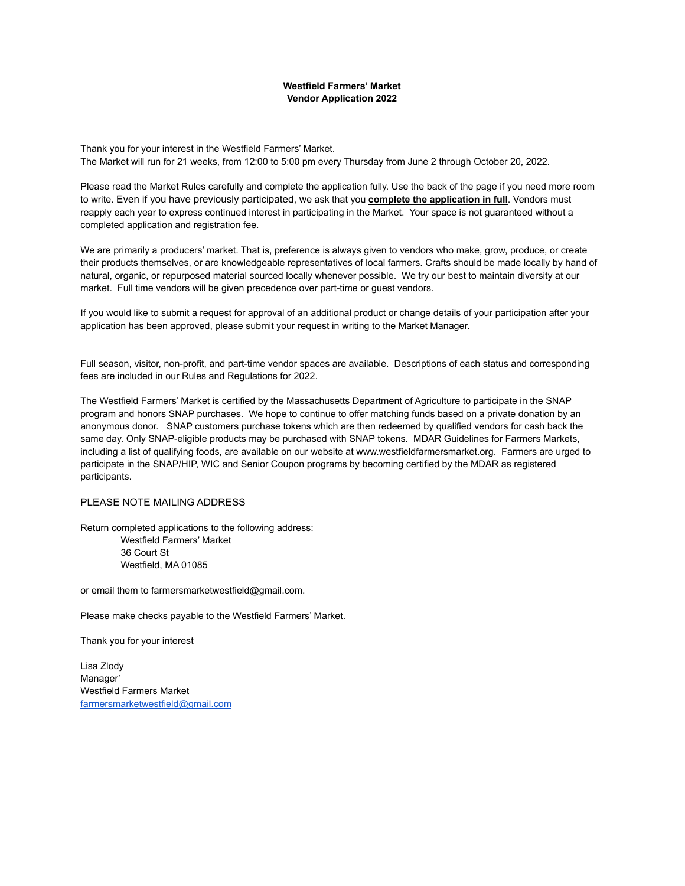**Westfield Farmers' Market**
**Vendor Application 2022**

Thank you for your interest in the Westfield Farmers' Market.
The Market will run for 21 weeks, from 12:00 to 5:00 pm every Thursday from June 2 through October 20, 2022.

Please read the Market Rules carefully and complete the application fully. Use the back of the page if you need more room to write. Even if you have previously participated, we ask that you **complete the application in full**. Vendors must reapply each year to express continued interest in participating in the Market. Your space is not guaranteed without a completed application and registration fee.

We are primarily a producers' market. That is, preference is always given to vendors who make, grow, produce, or create their products themselves, or are knowledgeable representatives of local farmers. Crafts should be made locally by hand of natural, organic, or repurposed material sourced locally whenever possible. We try our best to maintain diversity at our market. Full time vendors will be given precedence over part-time or guest vendors.

If you would like to submit a request for approval of an additional product or change details of your participation after your application has been approved, please submit your request in writing to the Market Manager.

Full season, visitor, non-profit, and part-time vendor spaces are available. Descriptions of each status and corresponding fees are included in our Rules and Regulations for 2022.

The Westfield Farmers' Market is certified by the Massachusetts Department of Agriculture to participate in the SNAP program and honors SNAP purchases. We hope to continue to offer matching funds based on a private donation by an anonymous donor. SNAP customers purchase tokens which are then redeemed by qualified vendors for cash back the same day. Only SNAP-eligible products may be purchased with SNAP tokens. MDAR Guidelines for Farmers Markets, including a list of qualifying foods, are available on our website at www.westfieldfarmersmarket.org. Farmers are urged to participate in the SNAP/HIP, WIC and Senior Coupon programs by becoming certified by the MDAR as registered participants.

PLEASE NOTE MAILING ADDRESS

Return completed applications to the following address:

Westfield Farmers' Market
36 Court St
Westfield, MA 01085

or email them to farmersmarketwestfield@gmail.com.

Please make checks payable to the Westfield Farmers' Market.

Thank you for your interest

Lisa Zlody
Manager'
Westfield Farmers Market
farmersmarketwestfield@gmail.com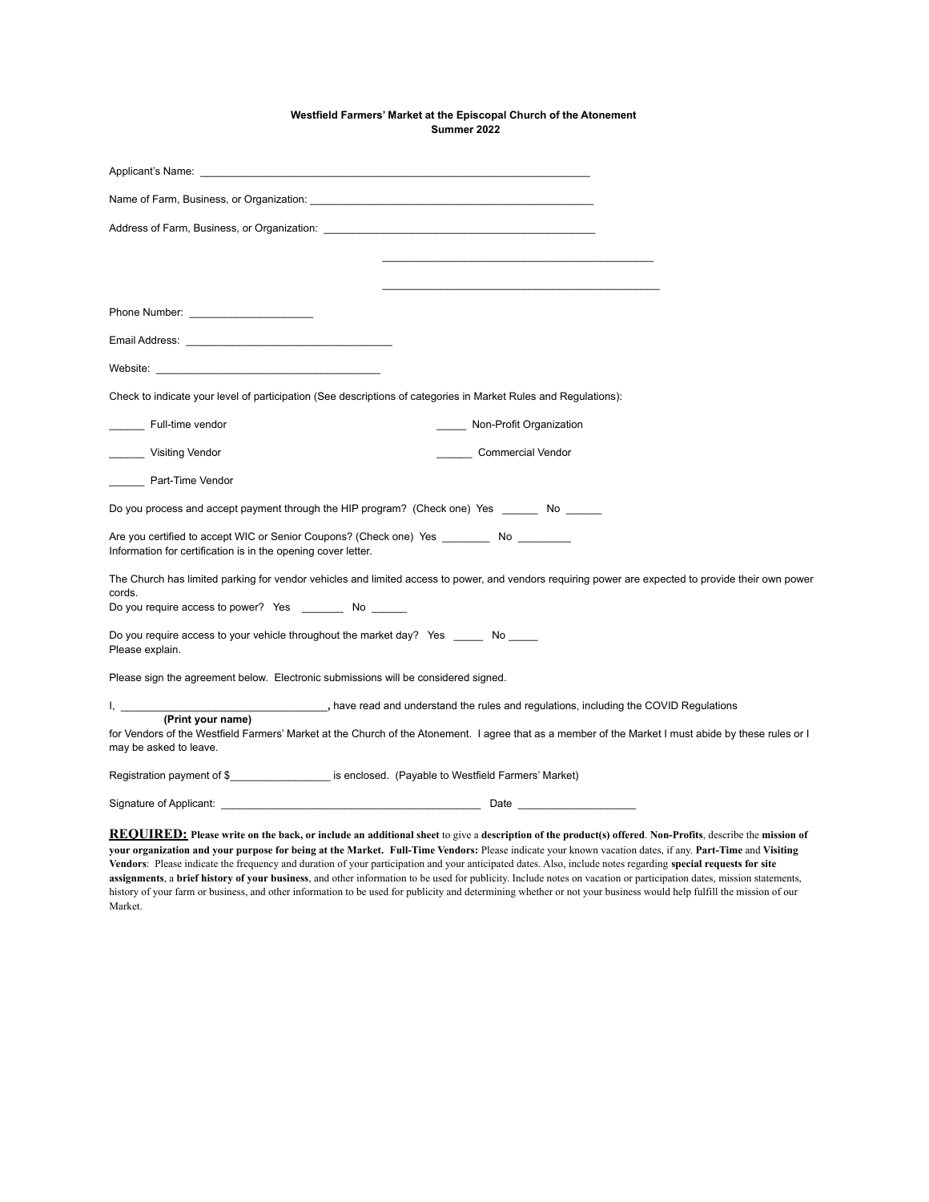**Westfield Farmers' Market at the Episcopal Church of the Atonement**
**Summer 2022**

Applicant's Name: ___________________________________________________________________

Name of Farm, Business, or Organization: __________________________________________________

Address of Farm, Business, or Organization: ________________________________________________

______________________________________________

______________________________________________

Phone Number: _____________________

Email Address: ___________________________________

Website: _____________________________________

Check to indicate your level of participation (See descriptions of categories in Market Rules and Regulations):

______ Full-time vendor

_____ Non-Profit Organization

______ Visiting Vendor

______ Commercial Vendor

______ Part-Time Vendor

Do you process and accept payment through the HIP program? (Check one) Yes ______ No ______

Are you certified to accept WIC or Senior Coupons? (Check one) Yes ________ No _________
Information for certification is in the opening cover letter.

The Church has limited parking for vendor vehicles and limited access to power, and vendors requiring power are expected to provide their own power cords.
Do you require access to power? Yes _______ No ______

Do you require access to your vehicle throughout the market day? Yes _____ No _____
Please explain.

Please sign the agreement below. Electronic submissions will be considered signed.

I, ___________________________________, have read and understand the rules and regulations, including the COVID Regulations
**(Print your name)**
for Vendors of the Westfield Farmers' Market at the Church of the Atonement. I agree that as a member of the Market I must abide by these rules or I may be asked to leave.

Registration payment of $_________________ is enclosed. (Payable to Westfield Farmers' Market)

Signature of Applicant: ____________________________________________ Date ___________________

**REQUIRED:** **Please write on the back, or include an additional sheet** to give a **description of the product(s) offered**. **Non-Profits**, describe the **mission of your organization and your purpose for being at the Market. Full-Time Vendors:** Please indicate your known vacation dates, if any. **Part-Time** and **Visiting Vendors**: Please indicate the frequency and duration of your participation and your anticipated dates. Also, include notes regarding **special requests for site assignments**, a **brief history of your business**, and other information to be used for publicity. Include notes on vacation or participation dates, mission statements, history of your farm or business, and other information to be used for publicity and determining whether or not your business would help fulfill the mission of our Market.